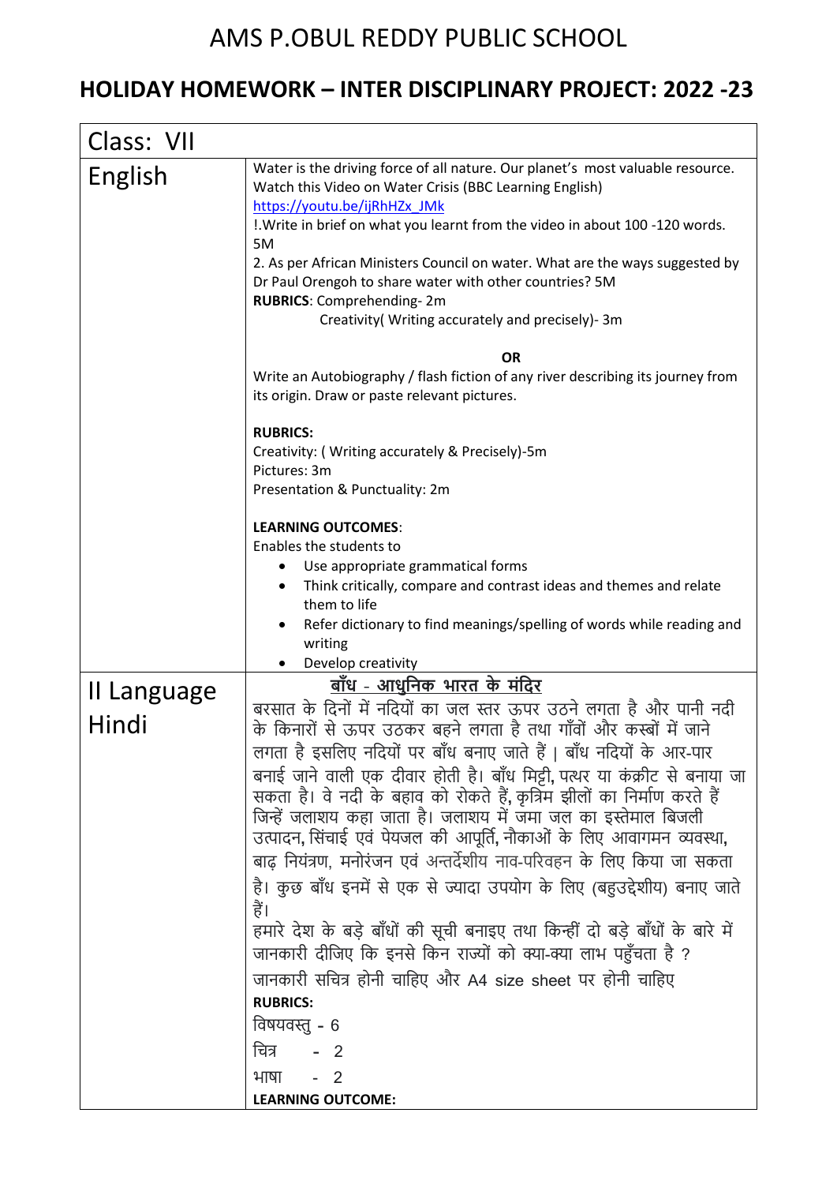# AMS P.OBUL REDDY PUBLIC SCHOOL

## HOLIDAY HOMEWORK – INTER DISCIPLINARY PROJECT: 2022 -23

| Class: VII | |
|---|---|
| English | Water is the driving force of all nature. Our planet's most valuable resource.<br>Watch this Video on Water Crisis (BBC Learning English)<br>https://youtu.be/ijRhHZx_JMk<br>!.Write in brief on what you learnt from the video in about 100 -120 words. 5M<br>2. As per African Ministers Council on water. What are the ways suggested by Dr Paul Orengoh to share water with other countries? 5M<br>**RUBRICS**: Comprehending- 2m<br>Creativity( Writing accurately and precisely)- 3m<br><br>**OR**<br>Write an Autobiography / flash fiction of any river describing its journey from its origin. Draw or paste relevant pictures.<br><br>**RUBRICS:**<br>Creativity: ( Writing accurately & Precisely)-5m<br>Pictures: 3m<br>Presentation & Punctuality: 2m<br><br>**LEARNING OUTCOMES**:<br>Enables the students to<br>• Use appropriate grammatical forms<br>• Think critically, compare and contrast ideas and themes and relate them to life<br>• Refer dictionary to find meanings/spelling of words while reading and writing<br>• Develop creativity |
| II Language Hindi | **<u>बाँध - आधुनिक भारत के मंदिर</u>**<br>बरसात के दिनों में नदियों का जल स्तर ऊपर उठने लगता है और पानी नदी के किनारों से ऊपर उठकर बहने लगता है तथा गाँवों और कस्बों में जाने लगता है इसलिए नदियों पर बाँध बनाए जाते हैं \| बाँध नदियों के आर-पार बनाई जाने वाली एक दीवार होती है। बाँध मिट्टी, पत्थर या कंक्रीट से बनाया जा सकता है। वे नदी के बहाव को रोकते हैं, कृत्रिम झीलों का निर्माण करते हैं जिन्हें जलाशय कहा जाता है। जलाशय में जमा जल का इस्तेमाल बिजली उत्पादन, सिंचाई एवं पेयजल की आपूर्ति, नौकाओं के लिए आवागमन व्यवस्था, बाढ़ नियंत्रण, मनोरंजन एवं अन्तर्देशीय नाव-परिवहन के लिए किया जा सकता है। कुछ बाँध इनमें से एक से ज्यादा उपयोग के लिए (बहुउद्देशीय) बनाए जाते हैं।<br>हमारे देश के बड़े बाँधों की सूची बनाइए तथा किन्हीं दो बड़े बाँधों के बारे में जानकारी दीजिए कि इनसे किन राज्यों को क्या-क्या लाभ पहुँचता है ?<br>जानकारी सचित्र होनी चाहिए और A4 size sheet पर होनी चाहिए<br>**RUBRICS:**<br>विषयवस्तु - 6<br>चित्र - 2<br>भाषा - 2<br>**LEARNING OUTCOME:** |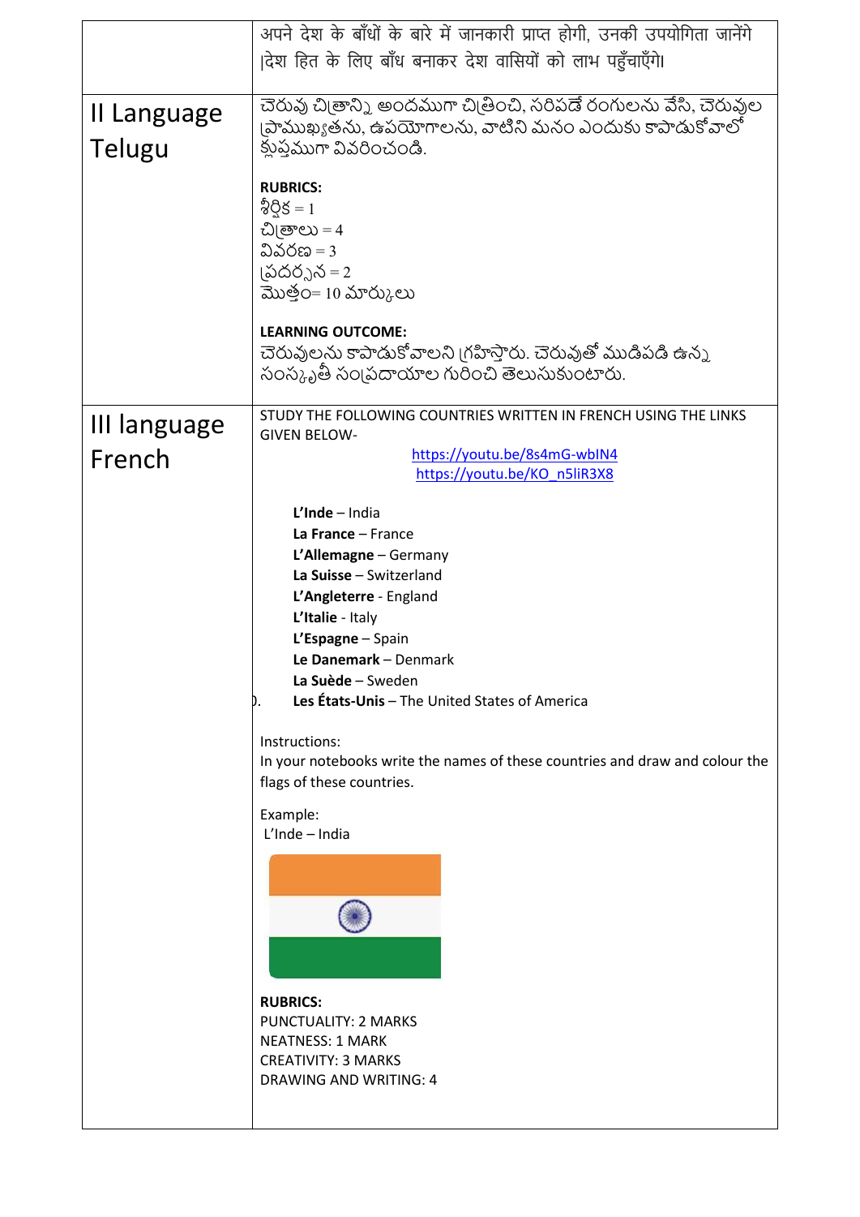| | |
|---|---|
| | अपने देश के बाँधों के बारे में जानकारी प्राप्त होगी, उनकी उपयोगिता जानेंगे \|देश हित के लिए बाँध बनाकर देश वासियों को लाभ पहुँचाएँगे। |
| II Language Telugu | చెరువు చిత్రాన్ని అందముగా చిత్రించి, సరిపడే రంగులను వేసి, చెరువుల ప్రాముఖ్యతను, ఉపయోగాలను, వాటిని మనం ఎందుకు కాపాడుకోవాలో క్లుప్తముగా వివరించండి.<br><br>**RUBRICS:**<br>శీర్షిక = 1<br>చిత్రాలు = 4<br>వివరణ = 3<br>ప్రదర్శన = 2<br>మొత్తం= 10 మార్కులు<br><br>**LEARNING OUTCOME:**<br>చెరువులను కాపాడుకోవాలని గ్రహిస్తారు. చెరువుతో ముడిపడి ఉన్న సంస్కృతీ సంప్రదాయాల గురించి తెలుసుకుంటారు. |
| III language French | STUDY THE FOLLOWING COUNTRIES WRITTEN IN FRENCH USING THE LINKS GIVEN BELOW-<br>https://youtu.be/8s4mG-wbIN4<br>https://youtu.be/KO_n5liR3X8<br><br>**L'Inde** – India<br>**La France** – France<br>**L'Allemagne** – Germany<br>**La Suisse** – Switzerland<br>**L'Angleterre** - England<br>**L'Italie** - Italy<br>**L'Espagne** – Spain<br>**Le Danemark** – Denmark<br>**La Suède** – Sweden<br>**Les États-Unis** – The United States of America<br><br>Instructions:<br>In your notebooks write the names of these countries and draw and colour the flags of these countries.<br><br>Example:<br>L'Inde – India<br><br>**RUBRICS:**<br>PUNCTUALITY: 2 MARKS<br>NEATNESS: 1 MARK<br>CREATIVITY: 3 MARKS<br>DRAWING AND WRITING: 4 |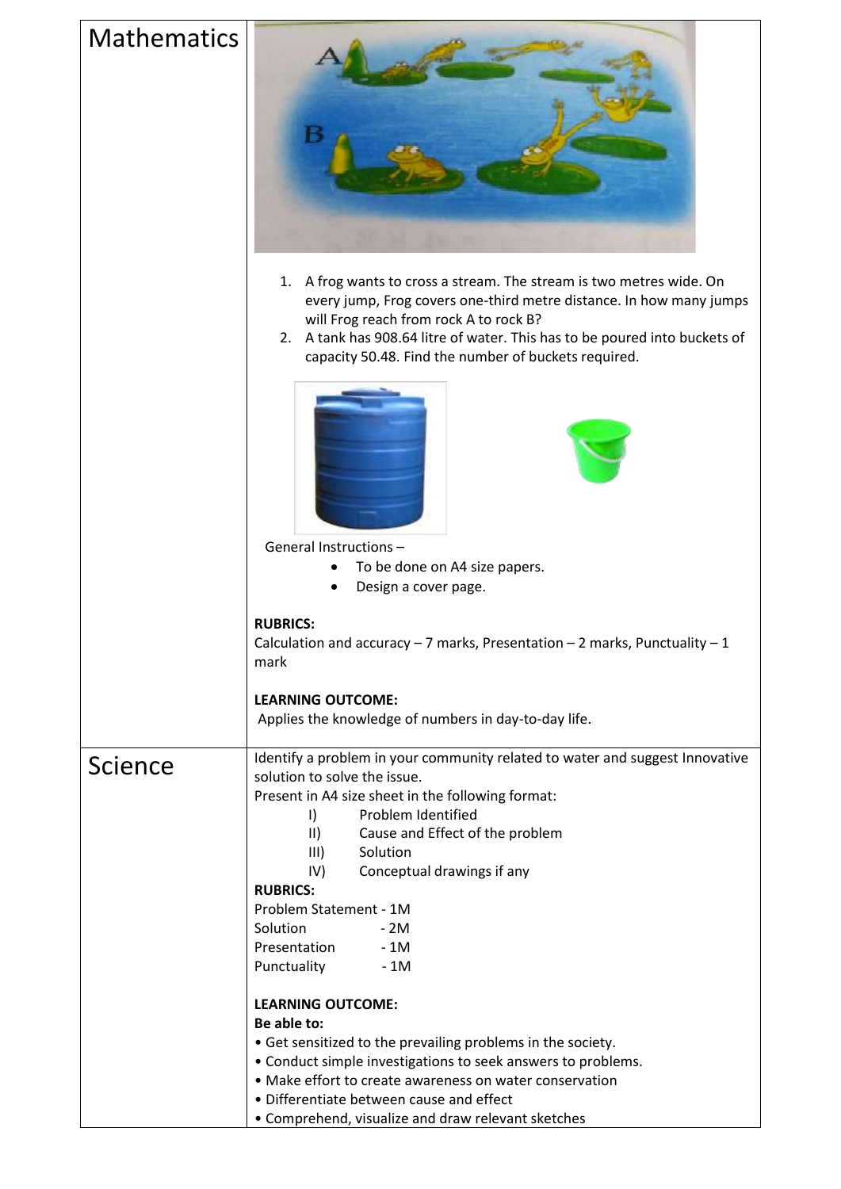| | |
|---|---|
| Mathematics | 1. A frog wants to cross a stream. The stream is two metres wide. On every jump, Frog covers one-third metre distance. In how many jumps will Frog reach from rock A to rock B?<br>2. A tank has 908.64 litre of water. This has to be poured into buckets of capacity 50.48. Find the number of buckets required.<br><br>General Instructions –<br>• To be done on A4 size papers.<br>• Design a cover page.<br><br>**RUBRICS:**<br>Calculation and accuracy – 7 marks, Presentation – 2 marks, Punctuality – 1 mark<br><br>**LEARNING OUTCOME:**<br>Applies the knowledge of numbers in day-to-day life. |
| Science | Identify a problem in your community related to water and suggest Innovative solution to solve the issue.<br>Present in A4 size sheet in the following format:<br>I) Problem Identified<br>II) Cause and Effect of the problem<br>III) Solution<br>IV) Conceptual drawings if any<br>**RUBRICS:**<br>Problem Statement - 1M<br>Solution - 2M<br>Presentation - 1M<br>Punctuality - 1M<br><br>**LEARNING OUTCOME:**<br>**Be able to:**<br>• Get sensitized to the prevailing problems in the society.<br>• Conduct simple investigations to seek answers to problems.<br>• Make effort to create awareness on water conservation<br>• Differentiate between cause and effect<br>• Comprehend, visualize and draw relevant sketches |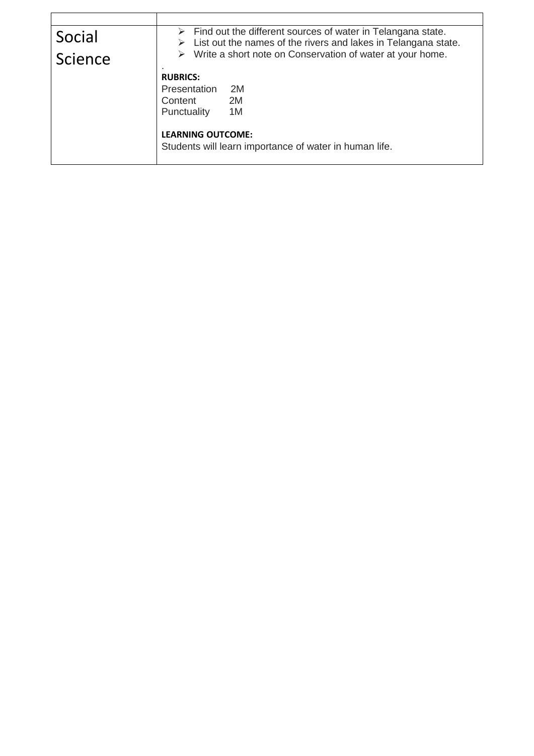| | |
|---|---|
| Social Science | ➢ Find out the different sources of water in Telangana state.<br>➢ List out the names of the rivers and lakes in Telangana state.<br>➢ Write a short note on Conservation of water at your home.<br>.<br>**RUBRICS:**<br>Presentation 2M<br>Content 2M<br>Punctuality 1M<br><br>**LEARNING OUTCOME:**<br>Students will learn importance of water in human life. |